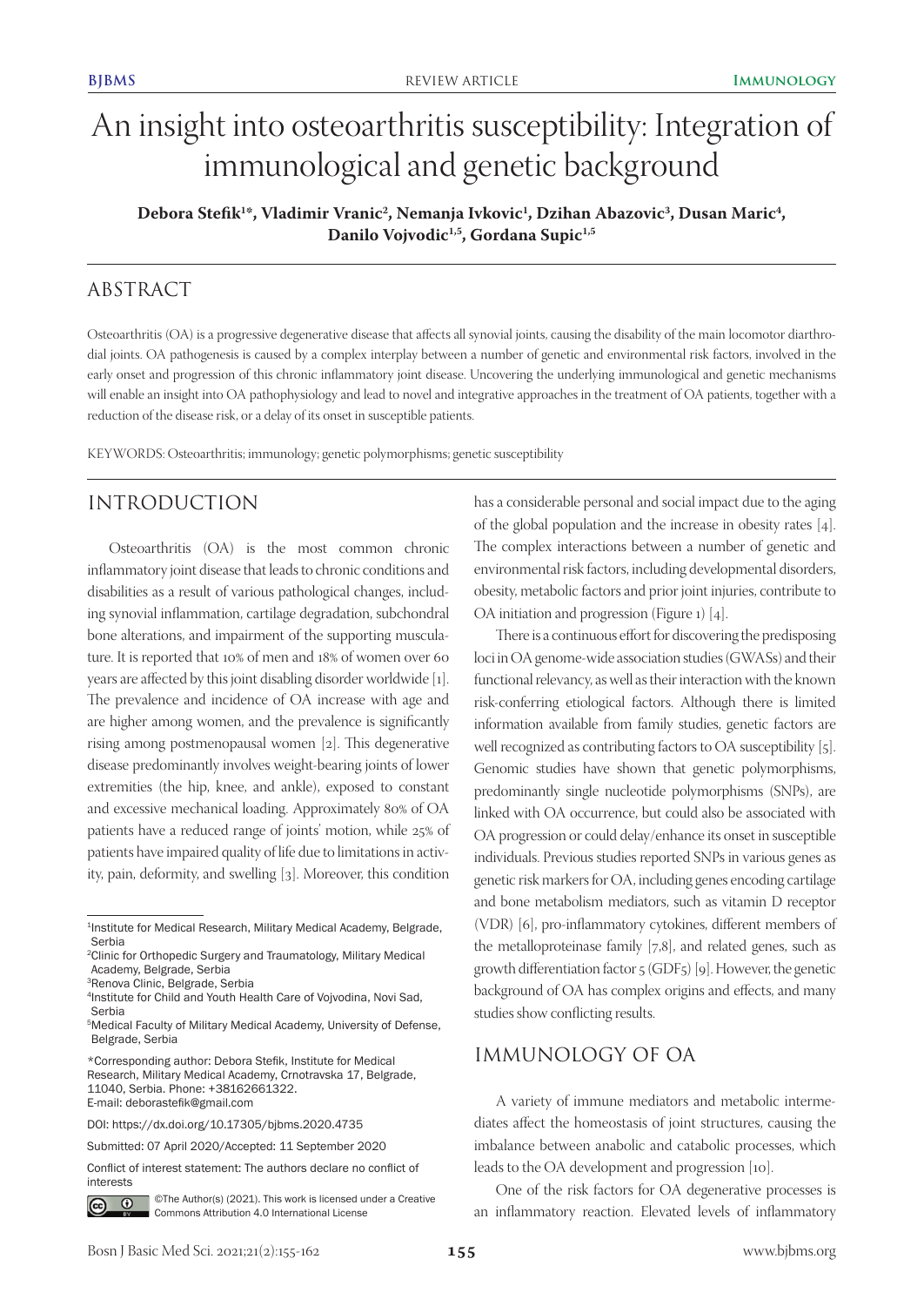# An insight into osteoarthritis susceptibility: Integration of immunological and genetic background

**Debora Stefik[1*], Vladimir Vranic[2], Nemanja Ivkovic[1], Dzihan Abazovic[3], Dusan Maric[4], Danilo Vojvodic[1,5], Gordana Supic[1,5]**

## ABSTRACT

Osteoarthritis (OA) is a progressive degenerative disease that affects all synovial joints, causing the disability of the main locomotor diarthrodial joints. OA pathogenesis is caused by a complex interplay between a number of genetic and environmental risk factors, involved in the early onset and progression of this chronic inflammatory joint disease. Uncovering the underlying immunological and genetic mechanisms will enable an insight into OA pathophysiology and lead to novel and integrative approaches in the treatment of OA patients, together with a reduction of the disease risk, or a delay of its onset in susceptible patients.

KEYWORDS: Osteoarthritis; immunology; genetic polymorphisms; genetic susceptibility

## INTRODUCTION

Osteoarthritis (OA) is the most common chronic inflammatory joint disease that leads to chronic conditions and disabilities as a result of various pathological changes, including synovial inflammation, cartilage degradation, subchondral bone alterations, and impairment of the supporting musculature. It is reported that 10% of men and 18% of women over 60 years are affected by this joint disabling disorder worldwide [1]. The prevalence and incidence of OA increase with age and are higher among women, and the prevalence is significantly rising among postmenopausal women [2]. This degenerative disease predominantly involves weight-bearing joints of lower extremities (the hip, knee, and ankle), exposed to constant and excessive mechanical loading. Approximately 80% of OA patients have a reduced range of joints' motion, while 25% of patients have impaired quality of life due to limitations in activity, pain, deformity, and swelling [3]. Moreover, this condition has a considerable personal and social impact due to the aging of the global population and the increase in obesity rates [4]. The complex interactions between a number of genetic and environmental risk factors, including developmental disorders, obesity, metabolic factors and prior joint injuries, contribute to OA initiation and progression (Figure 1) [4].

There is a continuous effort for discovering the predisposing loci in OA genome-wide association studies (GWASs) and their functional relevancy, as well as their interaction with the known risk-conferring etiological factors. Although there is limited information available from family studies, genetic factors are well recognized as contributing factors to OA susceptibility [5]. Genomic studies have shown that genetic polymorphisms, predominantly single nucleotide polymorphisms (SNPs), are linked with OA occurrence, but could also be associated with OA progression or could delay/enhance its onset in susceptible individuals. Previous studies reported SNPs in various genes as genetic risk markers for OA, including genes encoding cartilage and bone metabolism mediators, such as vitamin D receptor (VDR) [6], pro-inflammatory cytokines, different members of the metalloproteinase family [7,8], and related genes, such as growth differentiation factor 5 (GDF5) [9]. However, the genetic background of OA has complex origins and effects, and many studies show conflicting results.

## IMMUNOLOGY OF OA

A variety of immune mediators and metabolic intermediates affect the homeostasis of joint structures, causing the imbalance between anabolic and catabolic processes, which leads to the OA development and progression [10].

One of the risk factors for OA degenerative processes is an inflammatory reaction. Elevated levels of inflammatory

---

[1]Institute for Medical Research, Military Medical Academy, Belgrade, Serbia
[2]Clinic for Orthopedic Surgery and Traumatology, Military Medical Academy, Belgrade, Serbia
[3]Renova Clinic, Belgrade, Serbia
[4]Institute for Child and Youth Health Care of Vojvodina, Novi Sad, Serbia
[5]Medical Faculty of Military Medical Academy, University of Defense, Belgrade, Serbia

*Corresponding author: Debora Stefik, Institute for Medical Research, Military Medical Academy, Crnotravska 17, Belgrade, 11040, Serbia. Phone: +38162661322. E-mail: deborastefik@gmail.com

DOI: https://dx.doi.org/10.17305/bjbms.2020.4735

Submitted: 07 April 2020/Accepted: 11 September 2020

Conflict of interest statement: The authors declare no conflict of interests

©The Author(s) (2021). This work is licensed under a Creative Commons Attribution 4.0 International License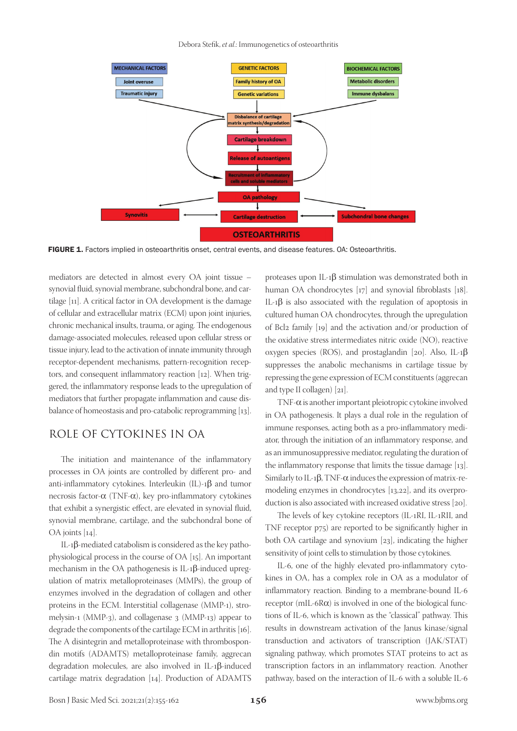MECHANICAL FACTORS

Joint overuse

Traumatic injury

GENETIC FACTORS

Family history of OA

Genetic variations

BIOCHEMICAL FACTORS

Metabolic disorders

Immune dysbalans

Disbalance of cartilage matrix synthesis/degradation

Cartilage breakdown

Release of autoantigens

Recruitment of inflammatory cells and soluble mediators

OA pathology

Synovitis

Cartilage destruction

Subchondral bone changes

OSTEOARTHRITIS

**FIGURE 1.** Factors implied in osteoarthritis onset, central events, and disease features. OA: Osteoarthritis.

mediators are detected in almost every OA joint tissue – synovial fluid, synovial membrane, subchondral bone, and cartilage [11]. A critical factor in OA development is the damage of cellular and extracellular matrix (ECM) upon joint injuries, chronic mechanical insults, trauma, or aging. The endogenous damage-associated molecules, released upon cellular stress or tissue injury, lead to the activation of innate immunity through receptor-dependent mechanisms, pattern-recognition receptors, and consequent inflammatory reaction [12]. When triggered, the inflammatory response leads to the upregulation of mediators that further propagate inflammation and cause disbalance of homeostasis and pro-catabolic reprogramming [13].

## ROLE OF CYTOKINES IN OA

The initiation and maintenance of the inflammatory processes in OA joints are controlled by different pro- and anti-inflammatory cytokines. Interleukin (IL)-1β and tumor necrosis factor-α (TNF-α), key pro-inflammatory cytokines that exhibit a synergistic effect, are elevated in synovial fluid, synovial membrane, cartilage, and the subchondral bone of OA joints [14].

IL-1β-mediated catabolism is considered as the key pathophysiological process in the course of OA [15]. An important mechanism in the OA pathogenesis is IL-1β-induced upregulation of matrix metalloproteinases (MMPs), the group of enzymes involved in the degradation of collagen and other proteins in the ECM. Interstitial collagenase (MMP-1), stromelysin-1 (MMP-3), and collagenase 3 (MMP-13) appear to degrade the components of the cartilage ECM in arthritis [16]. The A disintegrin and metalloproteinase with thrombospondin motifs (ADAMTS) metalloproteinase family, aggrecan degradation molecules, are also involved in IL-1β-induced cartilage matrix degradation [14]. Production of ADAMTS proteases upon IL-1β stimulation was demonstrated both in human OA chondrocytes [17] and synovial fibroblasts [18]. IL-1β is also associated with the regulation of apoptosis in cultured human OA chondrocytes, through the upregulation of Bcl2 family [19] and the activation and/or production of the oxidative stress intermediates nitric oxide (NO), reactive oxygen species (ROS), and prostaglandin [20]. Also, IL-1β suppresses the anabolic mechanisms in cartilage tissue by repressing the gene expression of ECM constituents (aggrecan and type II collagen) [21].

TNF-α is another important pleiotropic cytokine involved in OA pathogenesis. It plays a dual role in the regulation of immune responses, acting both as a pro-inflammatory mediator, through the initiation of an inflammatory response, and as an immunosuppressive mediator, regulating the duration of the inflammatory response that limits the tissue damage [13]. Similarly to IL-1β, TNF-α induces the expression of matrix-remodeling enzymes in chondrocytes [13,22], and its overproduction is also associated with increased oxidative stress [20].

The levels of key cytokine receptors (IL-1RI, IL-1RII, and TNF receptor p75) are reported to be significantly higher in both OA cartilage and synovium [23], indicating the higher sensitivity of joint cells to stimulation by those cytokines.

IL-6, one of the highly elevated pro-inflammatory cytokines in OA, has a complex role in OA as a modulator of inflammatory reaction. Binding to a membrane-bound IL-6 receptor (mIL-6Rα) is involved in one of the biological functions of IL-6, which is known as the "classical" pathway. This results in downstream activation of the Janus kinase/signal transduction and activators of transcription (JAK/STAT) signaling pathway, which promotes STAT proteins to act as transcription factors in an inflammatory reaction. Another pathway, based on the interaction of IL-6 with a soluble IL-6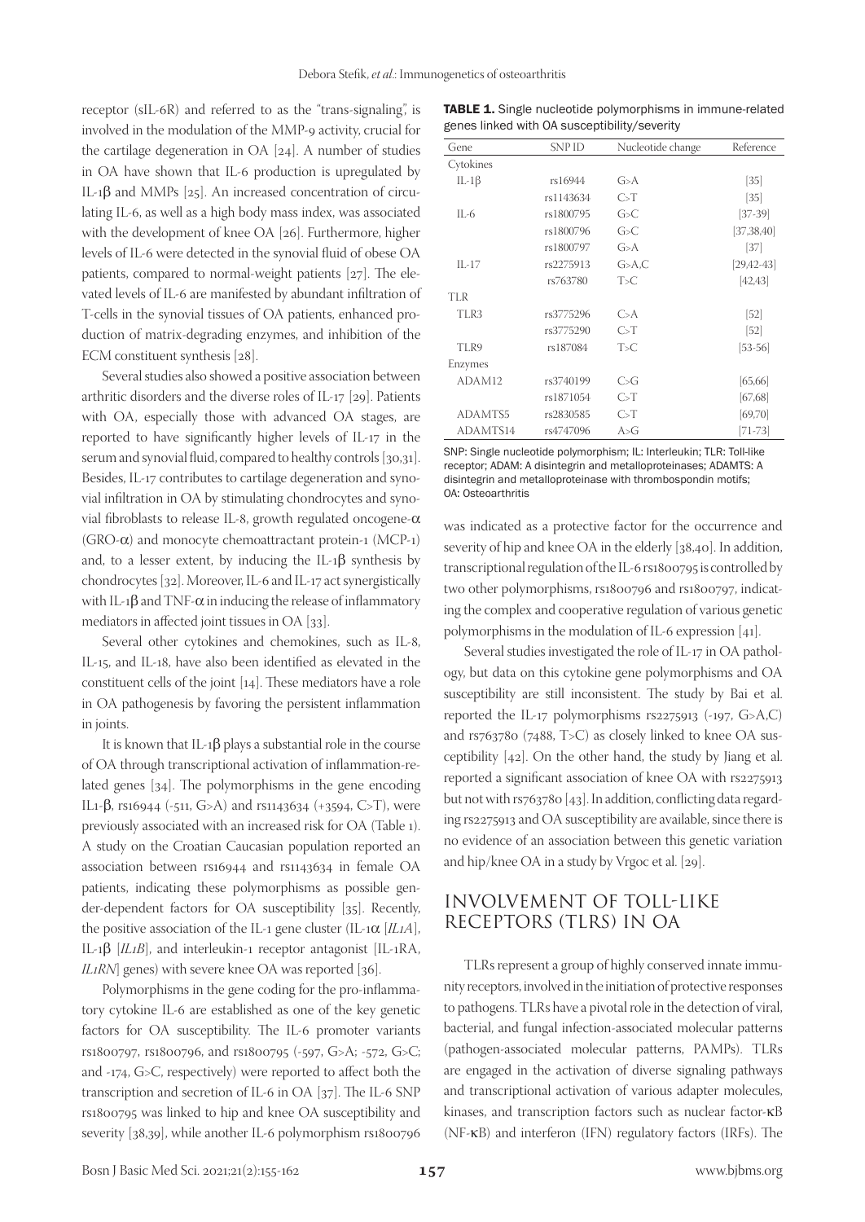receptor (sIL-6R) and referred to as the "trans-signaling", is involved in the modulation of the MMP-9 activity, crucial for the cartilage degeneration in OA [24]. A number of studies in OA have shown that IL-6 production is upregulated by IL-1β and MMPs [25]. An increased concentration of circulating IL-6, as well as a high body mass index, was associated with the development of knee OA [26]. Furthermore, higher levels of IL-6 were detected in the synovial fluid of obese OA patients, compared to normal-weight patients [27]. The elevated levels of IL-6 are manifested by abundant infiltration of T-cells in the synovial tissues of OA patients, enhanced production of matrix-degrading enzymes, and inhibition of the ECM constituent synthesis [28].

Several studies also showed a positive association between arthritic disorders and the diverse roles of IL-17 [29]. Patients with OA, especially those with advanced OA stages, are reported to have significantly higher levels of IL-17 in the serum and synovial fluid, compared to healthy controls [30,31]. Besides, IL-17 contributes to cartilage degeneration and synovial infiltration in OA by stimulating chondrocytes and synovial fibroblasts to release IL-8, growth regulated oncogene-α (GRO-α) and monocyte chemoattractant protein-1 (MCP-1) and, to a lesser extent, by inducing the IL-1β synthesis by chondrocytes [32]. Moreover, IL-6 and IL-17 act synergistically with IL-1β and TNF-α in inducing the release of inflammatory mediators in affected joint tissues in OA [33].

Several other cytokines and chemokines, such as IL-8, IL-15, and IL-18, have also been identified as elevated in the constituent cells of the joint [14]. These mediators have a role in OA pathogenesis by favoring the persistent inflammation in joints.

It is known that IL-1β plays a substantial role in the course of OA through transcriptional activation of inflammation-related genes [34]. The polymorphisms in the gene encoding IL1-β, rs16944 (-511, G>A) and rs1143634 (+3594, C>T), were previously associated with an increased risk for OA (Table 1). A study on the Croatian Caucasian population reported an association between rs16944 and rs1143634 in female OA patients, indicating these polymorphisms as possible gender-dependent factors for OA susceptibility [35]. Recently, the positive association of the IL-1 gene cluster (IL-1α [*IL1A*], IL-1β [*IL1B*], and interleukin-1 receptor antagonist [IL-1RA, *IL1RN*] genes) with severe knee OA was reported [36].

Polymorphisms in the gene coding for the pro-inflammatory cytokine IL-6 are established as one of the key genetic factors for OA susceptibility. The IL-6 promoter variants rs1800797, rs1800796, and rs1800795 (-597, G>A; -572, G>C; and -174, G>C, respectively) were reported to affect both the transcription and secretion of IL-6 in OA [37]. The IL-6 SNP rs1800795 was linked to hip and knee OA susceptibility and severity [38,39], while another IL-6 polymorphism rs1800796

**TABLE 1.** Single nucleotide polymorphisms in immune-related genes linked with OA susceptibility/severity

| Gene | SNP ID | Nucleotide change | Reference |
|---|---|---|---|
| Cytokines | | | |
| IL-1β | rs16944 | G>A | [35] |
| | rs1143634 | C>T | [35] |
| IL-6 | rs1800795 | G>C | [37-39] |
| | rs1800796 | G>C | [37,38,40] |
| | rs1800797 | G>A | [37] |
| IL-17 | rs2275913 | G>A,C | [29,42-43] |
| | rs763780 | T>C | [42,43] |
| TLR | | | |
| TLR3 | rs3775296 | C>A | [52] |
| | rs3775290 | C>T | [52] |
| TLR9 | rs187084 | T>C | [53-56] |
| Enzymes | | | |
| ADAM12 | rs3740199 | C>G | [65,66] |
| | rs1871054 | C>T | [67,68] |
| ADAMTS5 | rs2830585 | C>T | [69,70] |
| ADAMTS14 | rs4747096 | A>G | [71-73] |

SNP: Single nucleotide polymorphism; IL: Interleukin; TLR: Toll-like receptor; ADAM: A disintegrin and metalloproteinases; ADAMTS: A disintegrin and metalloproteinase with thrombospondin motifs; OA: Osteoarthritis

was indicated as a protective factor for the occurrence and severity of hip and knee OA in the elderly [38,40]. In addition, transcriptional regulation of the IL-6 rs1800795 is controlled by two other polymorphisms, rs1800796 and rs1800797, indicating the complex and cooperative regulation of various genetic polymorphisms in the modulation of IL-6 expression [41].

Several studies investigated the role of IL-17 in OA pathology, but data on this cytokine gene polymorphisms and OA susceptibility are still inconsistent. The study by Bai et al. reported the IL-17 polymorphisms rs2275913 (-197, G>A,C) and rs763780 (7488, T>C) as closely linked to knee OA susceptibility [42]. On the other hand, the study by Jiang et al. reported a significant association of knee OA with rs2275913 but not with rs763780 [43]. In addition, conflicting data regarding rs2275913 and OA susceptibility are available, since there is no evidence of an association between this genetic variation and hip/knee OA in a study by Vrgoc et al. [29].

## INVOLVEMENT OF TOLL-LIKE RECEPTORS (TLRS) IN OA

TLRs represent a group of highly conserved innate immunity receptors, involved in the initiation of protective responses to pathogens. TLRs have a pivotal role in the detection of viral, bacterial, and fungal infection-associated molecular patterns (pathogen-associated molecular patterns, PAMPs). TLRs are engaged in the activation of diverse signaling pathways and transcriptional activation of various adapter molecules, kinases, and transcription factors such as nuclear factor-κB (NF-κB) and interferon (IFN) regulatory factors (IRFs). The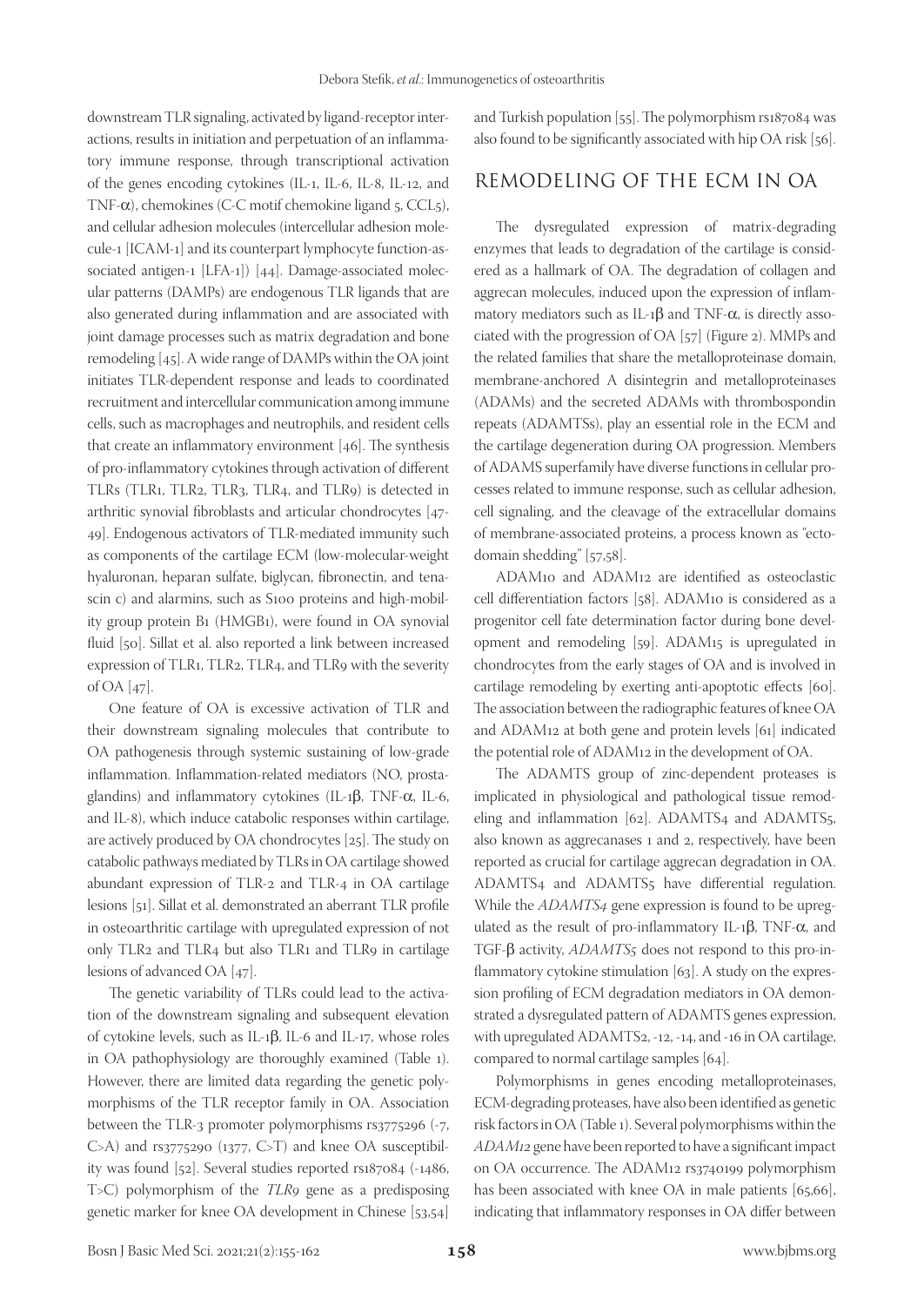downstream TLR signaling, activated by ligand-receptor interactions, results in initiation and perpetuation of an inflammatory immune response, through transcriptional activation of the genes encoding cytokines (IL-1, IL-6, IL-8, IL-12, and TNF-α), chemokines (C-C motif chemokine ligand 5, CCL5), and cellular adhesion molecules (intercellular adhesion molecule-1 [ICAM-1] and its counterpart lymphocyte function-associated antigen-1 [LFA-1]) [44]. Damage-associated molecular patterns (DAMPs) are endogenous TLR ligands that are also generated during inflammation and are associated with joint damage processes such as matrix degradation and bone remodeling [45]. A wide range of DAMPs within the OA joint initiates TLR-dependent response and leads to coordinated recruitment and intercellular communication among immune cells, such as macrophages and neutrophils, and resident cells that create an inflammatory environment [46]. The synthesis of pro-inflammatory cytokines through activation of different TLRs (TLR1, TLR2, TLR3, TLR4, and TLR9) is detected in arthritic synovial fibroblasts and articular chondrocytes [47-49]. Endogenous activators of TLR-mediated immunity such as components of the cartilage ECM (low-molecular-weight hyaluronan, heparan sulfate, biglycan, fibronectin, and tenascin c) and alarmins, such as S100 proteins and high-mobility group protein B1 (HMGB1), were found in OA synovial fluid [50]. Sillat et al. also reported a link between increased expression of TLR1, TLR2, TLR4, and TLR9 with the severity of OA [47].

One feature of OA is excessive activation of TLR and their downstream signaling molecules that contribute to OA pathogenesis through systemic sustaining of low-grade inflammation. Inflammation-related mediators (NO, prostaglandins) and inflammatory cytokines (IL-1β, TNF-α, IL-6, and IL-8), which induce catabolic responses within cartilage, are actively produced by OA chondrocytes [25]. The study on catabolic pathways mediated by TLRs in OA cartilage showed abundant expression of TLR-2 and TLR-4 in OA cartilage lesions [51]. Sillat et al. demonstrated an aberrant TLR profile in osteoarthritic cartilage with upregulated expression of not only TLR2 and TLR4 but also TLR1 and TLR9 in cartilage lesions of advanced OA [47].

The genetic variability of TLRs could lead to the activation of the downstream signaling and subsequent elevation of cytokine levels, such as IL-1β, IL-6 and IL-17, whose roles in OA pathophysiology are thoroughly examined (Table 1). However, there are limited data regarding the genetic polymorphisms of the TLR receptor family in OA. Association between the TLR-3 promoter polymorphisms rs3775296 (-7, C>A) and rs3775290 (1377, C>T) and knee OA susceptibility was found [52]. Several studies reported rs187084 (-1486, T>C) polymorphism of the *TLR9* gene as a predisposing genetic marker for knee OA development in Chinese [53,54] and Turkish population [55]. The polymorphism rs187084 was also found to be significantly associated with hip OA risk [56].

## REMODELING OF THE ECM IN OA

The dysregulated expression of matrix-degrading enzymes that leads to degradation of the cartilage is considered as a hallmark of OA. The degradation of collagen and aggrecan molecules, induced upon the expression of inflammatory mediators such as IL-1β and TNF-α, is directly associated with the progression of OA [57] (Figure 2). MMPs and the related families that share the metalloproteinase domain, membrane-anchored A disintegrin and metalloproteinases (ADAMs) and the secreted ADAMs with thrombospondin repeats (ADAMTSs), play an essential role in the ECM and the cartilage degeneration during OA progression. Members of ADAMS superfamily have diverse functions in cellular processes related to immune response, such as cellular adhesion, cell signaling, and the cleavage of the extracellular domains of membrane-associated proteins, a process known as "ectodomain shedding" [57,58].

ADAM10 and ADAM12 are identified as osteoclastic cell differentiation factors [58]. ADAM10 is considered as a progenitor cell fate determination factor during bone development and remodeling [59]. ADAM15 is upregulated in chondrocytes from the early stages of OA and is involved in cartilage remodeling by exerting anti-apoptotic effects [60]. The association between the radiographic features of knee OA and ADAM12 at both gene and protein levels [61] indicated the potential role of ADAM12 in the development of OA.

The ADAMTS group of zinc-dependent proteases is implicated in physiological and pathological tissue remodeling and inflammation [62]. ADAMTS4 and ADAMTS5, also known as aggrecanases 1 and 2, respectively, have been reported as crucial for cartilage aggrecan degradation in OA. ADAMTS4 and ADAMTS5 have differential regulation. While the *ADAMTS4* gene expression is found to be upregulated as the result of pro-inflammatory IL-1β, TNF-α, and TGF-β activity, *ADAMTS5* does not respond to this pro-inflammatory cytokine stimulation [63]. A study on the expression profiling of ECM degradation mediators in OA demonstrated a dysregulated pattern of ADAMTS genes expression, with upregulated ADAMTS2, -12, -14, and -16 in OA cartilage, compared to normal cartilage samples [64].

Polymorphisms in genes encoding metalloproteinases, ECM-degrading proteases, have also been identified as genetic risk factors in OA (Table 1). Several polymorphisms within the *ADAM12* gene have been reported to have a significant impact on OA occurrence. The ADAM12 rs3740199 polymorphism has been associated with knee OA in male patients [65,66], indicating that inflammatory responses in OA differ between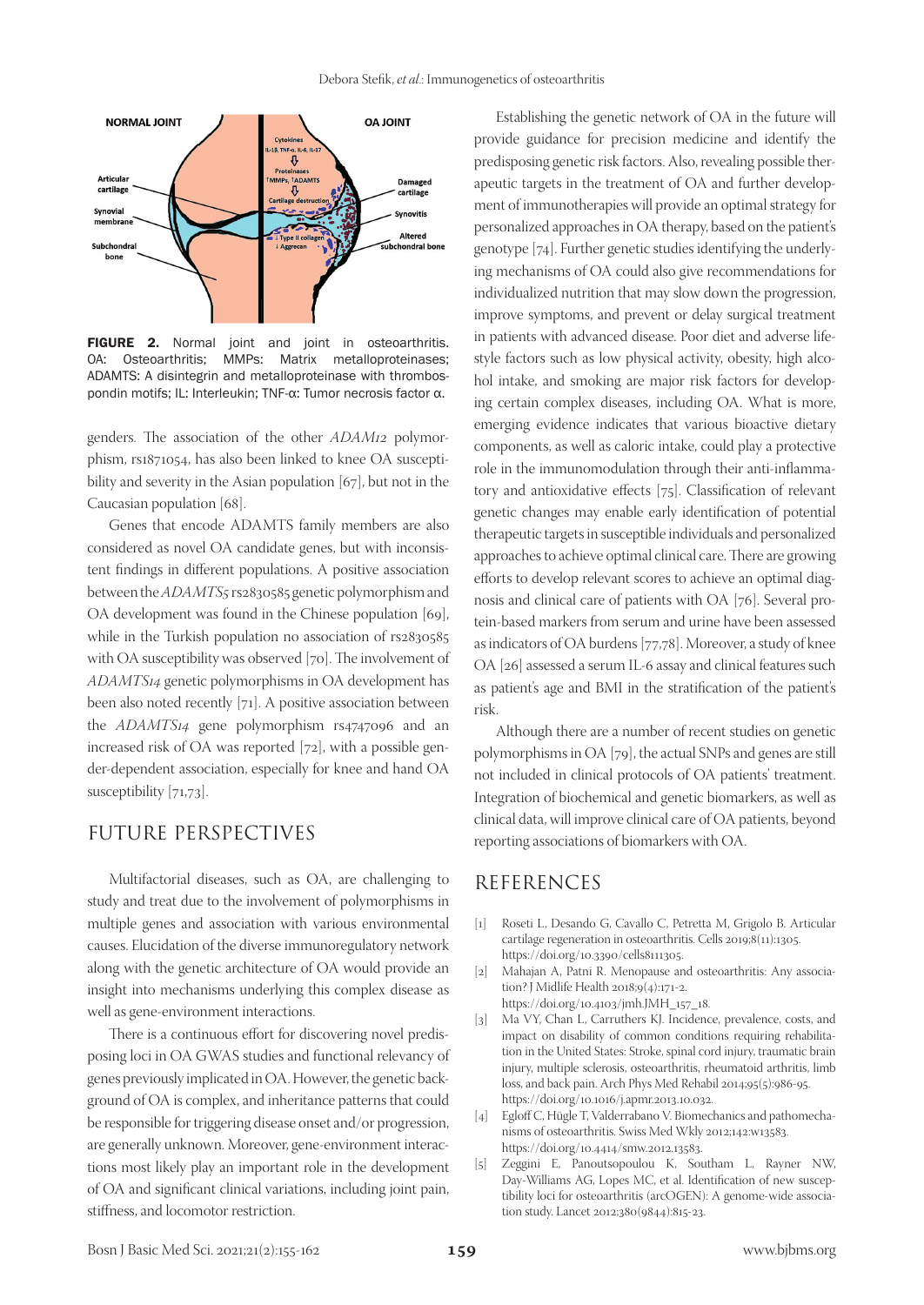**FIGURE 2.** Normal joint and joint in osteoarthritis. OA: Osteoarthritis; MMPs: Matrix metalloproteinases; ADAMTS: A disintegrin and metalloproteinase with thrombospondin motifs; IL: Interleukin; TNF-α: Tumor necrosis factor α.

genders. The association of the other *ADAM12* polymorphism, rs1871054, has also been linked to knee OA susceptibility and severity in the Asian population [67], but not in the Caucasian population [68].

Genes that encode ADAMTS family members are also considered as novel OA candidate genes, but with inconsistent findings in different populations. A positive association between the *ADAMTS5* rs2830585 genetic polymorphism and OA development was found in the Chinese population [69], while in the Turkish population no association of rs2830585 with OA susceptibility was observed [70]. The involvement of *ADAMTS14* genetic polymorphisms in OA development has been also noted recently [71]. A positive association between the *ADAMTS14* gene polymorphism rs4747096 and an increased risk of OA was reported [72], with a possible gender-dependent association, especially for knee and hand OA susceptibility [71,73].

## FUTURE PERSPECTIVES

Multifactorial diseases, such as OA, are challenging to study and treat due to the involvement of polymorphisms in multiple genes and association with various environmental causes. Elucidation of the diverse immunoregulatory network along with the genetic architecture of OA would provide an insight into mechanisms underlying this complex disease as well as gene-environment interactions.

There is a continuous effort for discovering novel predisposing loci in OA GWAS studies and functional relevancy of genes previously implicated in OA. However, the genetic background of OA is complex, and inheritance patterns that could be responsible for triggering disease onset and/or progression, are generally unknown. Moreover, gene-environment interactions most likely play an important role in the development of OA and significant clinical variations, including joint pain, stiffness, and locomotor restriction.

Establishing the genetic network of OA in the future will provide guidance for precision medicine and identify the predisposing genetic risk factors. Also, revealing possible therapeutic targets in the treatment of OA and further development of immunotherapies will provide an optimal strategy for personalized approaches in OA therapy, based on the patient's genotype [74]. Further genetic studies identifying the underlying mechanisms of OA could also give recommendations for individualized nutrition that may slow down the progression, improve symptoms, and prevent or delay surgical treatment in patients with advanced disease. Poor diet and adverse lifestyle factors such as low physical activity, obesity, high alcohol intake, and smoking are major risk factors for developing certain complex diseases, including OA. What is more, emerging evidence indicates that various bioactive dietary components, as well as caloric intake, could play a protective role in the immunomodulation through their anti-inflammatory and antioxidative effects [75]. Classification of relevant genetic changes may enable early identification of potential therapeutic targets in susceptible individuals and personalized approaches to achieve optimal clinical care. There are growing efforts to develop relevant scores to achieve an optimal diagnosis and clinical care of patients with OA [76]. Several protein-based markers from serum and urine have been assessed as indicators of OA burdens [77,78]. Moreover, a study of knee OA [26] assessed a serum IL-6 assay and clinical features such as patient's age and BMI in the stratification of the patient's risk.

Although there are a number of recent studies on genetic polymorphisms in OA [79], the actual SNPs and genes are still not included in clinical protocols of OA patients' treatment. Integration of biochemical and genetic biomarkers, as well as clinical data, will improve clinical care of OA patients, beyond reporting associations of biomarkers with OA.

## REFERENCES

[1] Roseti L, Desando G, Cavallo C, Petretta M, Grigolo B. Articular cartilage regeneration in osteoarthritis. Cells 2019;8(11):1305. https://doi.org/10.3390/cells8111305.

[2] Mahajan A, Patni R. Menopause and osteoarthritis: Any association? J Midlife Health 2018;9(4):171-2. https://doi.org/10.4103/jmh.JMH_157_18.

[3] Ma VY, Chan L, Carruthers KJ. Incidence, prevalence, costs, and impact on disability of common conditions requiring rehabilitation in the United States: Stroke, spinal cord injury, traumatic brain injury, multiple sclerosis, osteoarthritis, rheumatoid arthritis, limb loss, and back pain. Arch Phys Med Rehabil 2014;95(5):986-95. https://doi.org/10.1016/j.apmr.2013.10.032.

[4] Egloff C, Hügle T, Valderrabano V. Biomechanics and pathomechanisms of osteoarthritis. Swiss Med Wkly 2012;142:w13583. https://doi.org/10.4414/smw.2012.13583.

[5] Zeggini E, Panoutsopoulou K, Southam L, Rayner NW, Day-Williams AG, Lopes MC, et al. Identification of new susceptibility loci for osteoarthritis (arcOGEN): A genome-wide association study. Lancet 2012;380(9844):815-23.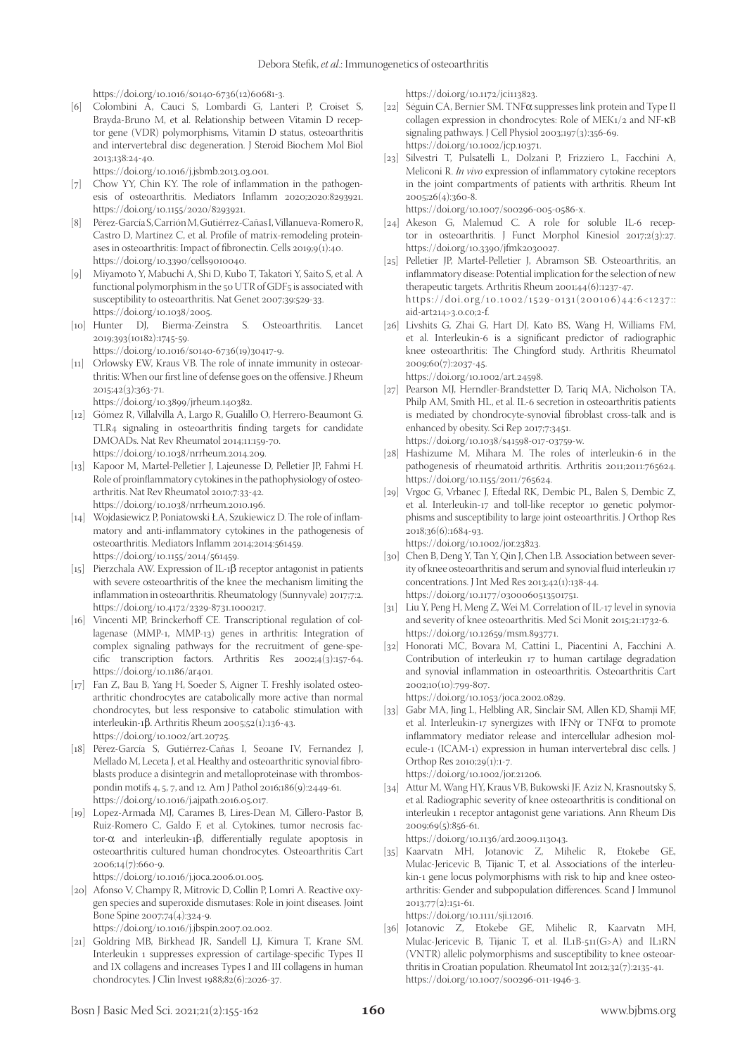https://doi.org/10.1016/s0140-6736(12)60681-3.

[6] Colombini A, Cauci S, Lombardi G, Lanteri P, Croiset S, Brayda-Bruno M, et al. Relationship between Vitamin D receptor gene (VDR) polymorphisms, Vitamin D status, osteoarthritis and intervertebral disc degeneration. J Steroid Biochem Mol Biol 2013;138:24-40. https://doi.org/10.1016/j.jsbmb.2013.03.001.

[7] Chow YY, Chin KY. The role of inflammation in the pathogenesis of osteoarthritis. Mediators Inflamm 2020;2020:8293921. https://doi.org/10.1155/2020/8293921.

[8] Pérez-García S, Carrión M, Gutiérrez-Cañas I, Villanueva-Romero R, Castro D, Martínez C, et al. Profile of matrix-remodeling proteinases in osteoarthritis: Impact of fibronectin. Cells 2019;9(1):40. https://doi.org/10.3390/cells9010040.

[9] Miyamoto Y, Mabuchi A, Shi D, Kubo T, Takatori Y, Saito S, et al. A functional polymorphism in the 5ʹ UTR of GDF5 is associated with susceptibility to osteoarthritis. Nat Genet 2007;39:529-33. https://doi.org/10.1038/2005.

[10] Hunter DJ, Bierma-Zeinstra S. Osteoarthritis. Lancet 2019;393(10182):1745-59. https://doi.org/10.1016/s0140-6736(19)30417-9.

[11] Orlowsky EW, Kraus VB. The role of innate immunity in osteoarthritis: When our first line of defense goes on the offensive. J Rheum 2015;42(3):363-71. https://doi.org/10.3899/jrheum.140382.

[12] Gómez R, Villalvilla A, Largo R, Gualillo O, Herrero-Beaumont G. TLR4 signaling in osteoarthritis finding targets for candidate DMOADs. Nat Rev Rheumatol 2014;11:159-70. https://doi.org/10.1038/nrrheum.2014.209.

[13] Kapoor M, Martel-Pelletier J, Lajeunesse D, Pelletier JP, Fahmi H. Role of proinflammatory cytokines in the pathophysiology of osteoarthritis. Nat Rev Rheumatol 2010;7:33-42. https://doi.org/10.1038/nrrheum.2010.196.

[14] Wojdasiewicz P, Poniatowski ŁA, Szukiewicz D. The role of inflammatory and anti-inflammatory cytokines in the pathogenesis of osteoarthritis. Mediators Inflamm 2014;2014:561459. https://doi.org/10.1155/2014/561459.

[15] Pierzchala AW. Expression of IL-1β receptor antagonist in patients with severe osteoarthritis of the knee the mechanism limiting the inflammation in osteoarthritis. Rheumatology (Sunnyvale) 2017;7:2. https://doi.org/10.4172/2329-8731.1000217.

[16] Vincenti MP, Brinckerhoff CE. Transcriptional regulation of collagenase (MMP-1, MMP-13) genes in arthritis: Integration of complex signaling pathways for the recruitment of gene-specific transcription factors. Arthritis Res 2002;4(3):157-64. https://doi.org/10.1186/ar401.

[17] Fan Z, Bau B, Yang H, Soeder S, Aigner T. Freshly isolated osteoarthritic chondrocytes are catabolically more active than normal chondrocytes, but less responsive to catabolic stimulation with interleukin-1β. Arthritis Rheum 2005;52(1):136-43. https://doi.org/10.1002/art.20725.

[18] Pérez-García S, Gutiérrez-Cañas I, Seoane IV, Fernandez J, Mellado M, Leceta J, et al. Healthy and osteoarthritic synovial fibroblasts produce a disintegrin and metalloproteinase with thrombospondin motifs 4, 5, 7, and 12. Am J Pathol 2016;186(9):2449-61. https://doi.org/10.1016/j.ajpath.2016.05.017.

[19] Lopez-Armada MJ, Carames B, Lires-Dean M, Cillero-Pastor B, Ruiz-Romero C, Galdo F, et al. Cytokines, tumor necrosis factor-α and interleukin-1β, differentially regulate apoptosis in osteoarthritis cultured human chondrocytes. Osteoarthritis Cart 2006;14(7):660-9. https://doi.org/10.1016/j.joca.2006.01.005.

[20] Afonso V, Champy R, Mitrovic D, Collin P, Lomri A. Reactive oxygen species and superoxide dismutases: Role in joint diseases. Joint Bone Spine 2007;74(4):324-9. https://doi.org/10.1016/j.jbspin.2007.02.002.

[21] Goldring MB, Birkhead JR, Sandell LJ, Kimura T, Krane SM. Interleukin 1 suppresses expression of cartilage-specific Types II and IX collagens and increases Types I and III collagens in human chondrocytes. J Clin Invest 1988;82(6):2026-37. https://doi.org/10.1172/jci113823.

[22] Séguin CA, Bernier SM. TNFα suppresses link protein and Type II collagen expression in chondrocytes: Role of MEK1/2 and NF-κB signaling pathways. J Cell Physiol 2003;197(3):356-69. https://doi.org/10.1002/jcp.10371.

[23] Silvestri T, Pulsatelli L, Dolzani P, Frizziero L, Facchini A, Meliconi R. *In vivo* expression of inflammatory cytokine receptors in the joint compartments of patients with arthritis. Rheum Int 2005;26(4):360-8. https://doi.org/10.1007/s00296-005-0586-x.

[24] Akeson G, Malemud C. A role for soluble IL-6 receptor in osteoarthritis. J Funct Morphol Kinesiol 2017;2(3):27. https://doi.org/10.3390/jfmk2030027.

[25] Pelletier JP, Martel-Pelletier J, Abramson SB. Osteoarthritis, an inflammatory disease: Potential implication for the selection of new therapeutic targets. Arthritis Rheum 2001;44(6):1237-47. https://doi.org/10.1002/1529-0131(200106)44:6<1237::aid-art214>3.0.co;2-f.

[26] Livshits G, Zhai G, Hart DJ, Kato BS, Wang H, Williams FM, et al. Interleukin-6 is a significant predictor of radiographic knee osteoarthritis: The Chingford study. Arthritis Rheumatol 2009;60(7):2037-45. https://doi.org/10.1002/art.24598.

[27] Pearson MJ, Herndler-Brandstetter D, Tariq MA, Nicholson TA, Philp AM, Smith HL, et al. IL-6 secretion in osteoarthritis patients is mediated by chondrocyte-synovial fibroblast cross-talk and is enhanced by obesity. Sci Rep 2017;7:3451. https://doi.org/10.1038/s41598-017-03759-w.

[28] Hashizume M, Mihara M. The roles of interleukin-6 in the pathogenesis of rheumatoid arthritis. Arthritis 2011;2011:765624. https://doi.org/10.1155/2011/765624.

[29] Vrgoc G, Vrbanec J, Eftedal RK, Dembic PL, Balen S, Dembic Z, et al. Interleukin-17 and toll-like receptor 10 genetic polymorphisms and susceptibility to large joint osteoarthritis. J Orthop Res 2018;36(6):1684-93. https://doi.org/10.1002/jor.23823.

[30] Chen B, Deng Y, Tan Y, Qin J, Chen LB. Association between severity of knee osteoarthritis and serum and synovial fluid interleukin 17 concentrations. J Int Med Res 2013;42(1):138-44. https://doi.org/10.1177/0300060513501751.

[31] Liu Y, Peng H, Meng Z, Wei M. Correlation of IL-17 level in synovia and severity of knee osteoarthritis. Med Sci Monit 2015;21:1732-6. https://doi.org/10.12659/msm.893771.

[32] Honorati MC, Bovara M, Cattini L, Piacentini A, Facchini A. Contribution of interleukin 17 to human cartilage degradation and synovial inflammation in osteoarthritis. Osteoarthritis Cart 2002;10(10):799-807. https://doi.org/10.1053/joca.2002.0829.

[33] Gabr MA, Jing L, Helbling AR, Sinclair SM, Allen KD, Shamji MF, et al. Interleukin-17 synergizes with IFNγ or TNFα to promote inflammatory mediator release and intercellular adhesion molecule-1 (ICAM-1) expression in human intervertebral disc cells. J Orthop Res 2010;29(1):1-7. https://doi.org/10.1002/jor.21206.

[34] Attur M, Wang HY, Kraus VB, Bukowski JF, Aziz N, Krasnoutsky S, et al. Radiographic severity of knee osteoarthritis is conditional on interleukin 1 receptor antagonist gene variations. Ann Rheum Dis 2009;69(5):856-61. https://doi.org/10.1136/ard.2009.113043.

[35] Kaarvatn MH, Jotanovic Z, Mihelic R, Etokebe GE, Mulac-Jericevic B, Tijanic T, et al. Associations of the interleukin-1 gene locus polymorphisms with risk to hip and knee osteoarthritis: Gender and subpopulation differences. Scand J Immunol 2013;77(2):151-61. https://doi.org/10.1111/sji.12016.

[36] Jotanovic Z, Etokebe GE, Mihelic R, Kaarvatn MH, Mulac-Jericevic B, Tijanic T, et al. IL1B-511(G>A) and IL1RN (VNTR) allelic polymorphisms and susceptibility to knee osteoarthritis in Croatian population. Rheumatol Int 2012;32(7):2135-41. https://doi.org/10.1007/s00296-011-1946-3.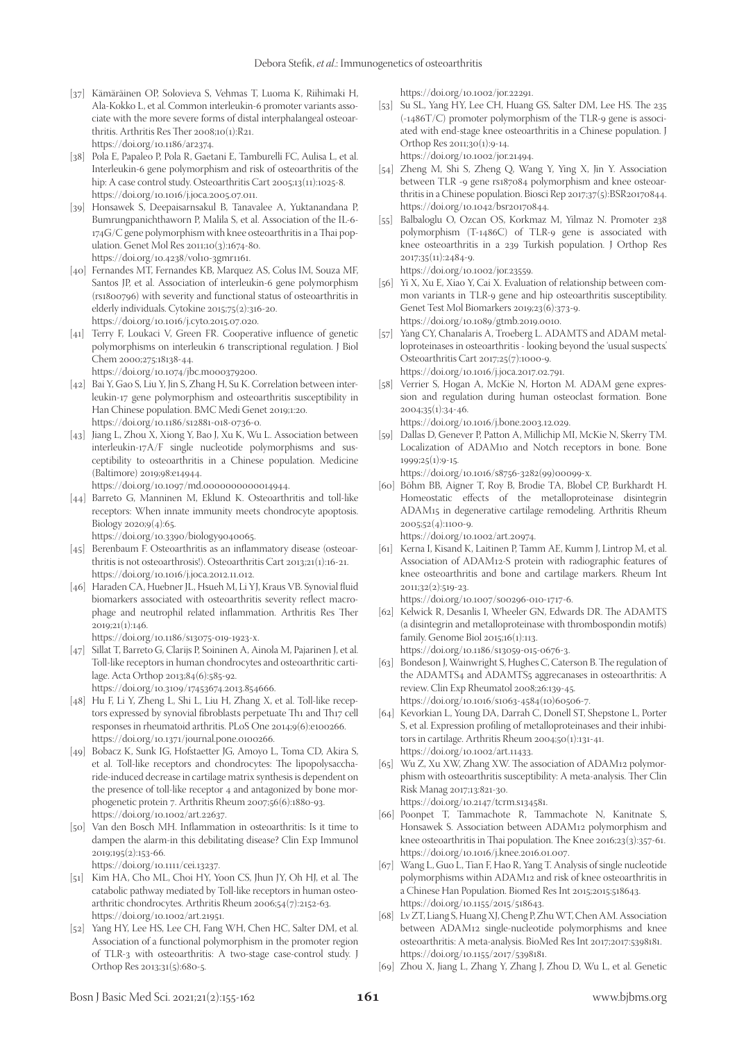[37] Kämäräinen OP, Solovieva S, Vehmas T, Luoma K, Riihimaki H, Ala-Kokko L, et al. Common interleukin-6 promoter variants associate with the more severe forms of distal interphalangeal osteoarthritis. Arthritis Res Ther 2008;10(1):R21. https://doi.org/10.1186/ar2374.

[38] Pola E, Papaleo P, Pola R, Gaetani E, Tamburelli FC, Aulisa L, et al. Interleukin-6 gene polymorphism and risk of osteoarthritis of the hip: A case control study. Osteoarthritis Cart 2005;13(11):1025-8. https://doi.org/10.1016/j.joca.2005.07.011.

[39] Honsawek S, Deepaisarnsakul B, Tanavalee A, Yuktanandana P, Bumrungpanichthaworn P, Malila S, et al. Association of the IL-6-174G/C gene polymorphism with knee osteoarthritis in a Thai population. Genet Mol Res 2011;10(3):1674-80. https://doi.org/10.4238/vol10-3gmr1161.

[40] Fernandes MT, Fernandes KB, Marquez AS, Colus IM, Souza MF, Santos JP, et al. Association of interleukin-6 gene polymorphism (rs1800796) with severity and functional status of osteoarthritis in elderly individuals. Cytokine 2015;75(2):316-20. https://doi.org/10.1016/j.cyto.2015.07.020.

[41] Terry F, Loukaci V, Green FR. Cooperative influence of genetic polymorphisms on interleukin 6 transcriptional regulation. J Biol Chem 2000;275:18138-44. https://doi.org/10.1074/jbc.M000379200.

[42] Bai Y, Gao S, Liu Y, Jin S, Zhang H, Su K. Correlation between interleukin-17 gene polymorphism and osteoarthritis susceptibility in Han Chinese population. BMC Medi Genet 2019;1:20. https://doi.org/10.1186/s12881-018-0736-0.

[43] Jiang L, Zhou X, Xiong Y, Bao J, Xu K, Wu L. Association between interleukin-17A/F single nucleotide polymorphisms and susceptibility to osteoarthritis in a Chinese population. Medicine (Baltimore) 2019;98:e14944. https://doi.org/10.1097/md.0000000000014944.

[44] Barreto G, Manninen M, Eklund K. Osteoarthritis and toll-like receptors: When innate immunity meets chondrocyte apoptosis. Biology 2020;9(4):65. https://doi.org/10.3390/biology9040065.

[45] Berenbaum F. Osteoarthritis as an inflammatory disease (osteoarthritis is not osteoarthrosis!). Osteoarthritis Cart 2013;21(1):16-21. https://doi.org/10.1016/j.joca.2012.11.012.

[46] Haraden CA, Huebner JL, Hsueh M, Li YJ, Kraus VB. Synovial fluid biomarkers associated with osteoarthritis severity reflect macrophage and neutrophil related inflammation. Arthritis Res Ther 2019;21(1):146. https://doi.org/10.1186/s13075-019-1923-x.

[47] Sillat T, Barreto G, Clarijs P, Soininen A, Ainola M, Pajarinen J, et al. Toll-like receptors in human chondrocytes and osteoarthritic cartilage. Acta Orthop 2013;84(6):585-92. https://doi.org/10.3109/17453674.2013.854666.

[48] Hu F, Li Y, Zheng L, Shi L, Liu H, Zhang X, et al. Toll-like receptors expressed by synovial fibroblasts perpetuate Th1 and Th17 cell responses in rheumatoid arthritis. PLoS One 2014;9(6):e100266. https://doi.org/10.1371/journal.pone.0100266.

[49] Bobacz K, Sunk IG, Hofstaetter JG, Amoyo L, Toma CD, Akira S, et al. Toll-like receptors and chondrocytes: The lipopolysaccharide-induced decrease in cartilage matrix synthesis is dependent on the presence of toll-like receptor 4 and antagonized by bone morphogenetic protein 7. Arthritis Rheum 2007;56(6):1880-93. https://doi.org/10.1002/art.22637.

[50] Van den Bosch MH. Inflammation in osteoarthritis: Is it time to dampen the alarm-in this debilitating disease? Clin Exp Immunol 2019;195(2):153-66. https://doi.org/10.1111/cei.13237.

[51] Kim HA, Cho ML, Choi HY, Yoon CS, Jhun JY, Oh HJ, et al. The catabolic pathway mediated by Toll-like receptors in human osteoarthritic chondrocytes. Arthritis Rheum 2006;54(7):2152-63. https://doi.org/10.1002/art.21951.

[52] Yang HY, Lee HS, Lee CH, Fang WH, Chen HC, Salter DM, et al. Association of a functional polymorphism in the promoter region of TLR-3 with osteoarthritis: A two-stage case-control study. J Orthop Res 2013;31(5):680-5. https://doi.org/10.1002/jor.22291.

[53] Su SL, Yang HY, Lee CH, Huang GS, Salter DM, Lee HS. The 235 (-1486T/C) promoter polymorphism of the TLR-9 gene is associated with end-stage knee osteoarthritis in a Chinese population. J Orthop Res 2011;30(1):9-14. https://doi.org/10.1002/jor.21494.

[54] Zheng M, Shi S, Zheng Q, Wang Y, Ying X, Jin Y. Association between TLR -9 gene rs187084 polymorphism and knee osteoarthritis in a Chinese population. Biosci Rep 2017;37(5):BSR20170844. https://doi.org/10.1042/bsr20170844.

[55] Balbaloglu O, Ozcan OS, Korkmaz M, Yilmaz N. Promoter 238 polymorphism (T-1486C) of TLR-9 gene is associated with knee osteoarthritis in a 239 Turkish population. J Orthop Res 2017;35(11):2484-9. https://doi.org/10.1002/jor.23559.

[56] Yi X, Xu E, Xiao Y, Cai X. Evaluation of relationship between common variants in TLR-9 gene and hip osteoarthritis susceptibility. Genet Test Mol Biomarkers 2019;23(6):373-9. https://doi.org/10.1089/gtmb.2019.0010.

[57] Yang CY, Chanalaris A, Troeberg L. ADAMTS and ADAM metalloproteinases in osteoarthritis - looking beyond the 'usual suspects.' Osteoarthritis Cart 2017;25(7):1000-9. https://doi.org/10.1016/j.joca.2017.02.791.

[58] Verrier S, Hogan A, McKie N, Horton M. ADAM gene expression and regulation during human osteoclast formation. Bone 2004;35(1):34-46. https://doi.org/10.1016/j.bone.2003.12.029.

[59] Dallas D, Genever P, Patton A, Millichip MI, McKie N, Skerry TM. Localization of ADAM10 and Notch receptors in bone. Bone 1999;25(1):9-15. https://doi.org/10.1016/s8756-3282(99)00099-x.

[60] Böhm BB, Aigner T, Roy B, Brodie TA, Blobel CP, Burkhardt H. Homeostatic effects of the metalloproteinase disintegrin ADAM15 in degenerative cartilage remodeling. Arthritis Rheum 2005;52(4):1100-9. https://doi.org/10.1002/art.20974.

[61] Kerna I, Kisand K, Laitinen P, Tamm AE, Kumm J, Lintrop M, et al. Association of ADAM12-S protein with radiographic features of knee osteoarthritis and bone and cartilage markers. Rheum Int 2011;32(2):519-23. https://doi.org/10.1007/s00296-010-1717-6.

[62] Kelwick R, Desanlis I, Wheeler GN, Edwards DR. The ADAMTS (a disintegrin and metalloproteinase with thrombospondin motifs) family. Genome Biol 2015;16(1):113. https://doi.org/10.1186/s13059-015-0676-3.

[63] Bondeson J, Wainwright S, Hughes C, Caterson B. The regulation of the ADAMTS4 and ADAMTS5 aggrecanases in osteoarthritis: A review. Clin Exp Rheumatol 2008;26:139-45. https://doi.org/10.1016/s1063-4584(10)60506-7.

[64] Kevorkian L, Young DA, Darrah C, Donell ST, Shepstone L, Porter S, et al. Expression profiling of metalloproteinases and their inhibitors in cartilage. Arthritis Rheum 2004;50(1):131-41. https://doi.org/10.1002/art.11433.

[65] Wu Z, Xu XW, Zhang XW. The association of ADAM12 polymorphism with osteoarthritis susceptibility: A meta-analysis. Ther Clin Risk Manag 2017;13:821-30. https://doi.org/10.2147/tcrm.s134581.

[66] Poonpet T, Tammachote R, Tammachote N, Kanitnate S, Honsawek S. Association between ADAM12 polymorphism and knee osteoarthritis in Thai population. The Knee 2016;23(3):357-61. https://doi.org/10.1016/j.knee.2016.01.007.

[67] Wang L, Guo L, Tian F, Hao R, Yang T. Analysis of single nucleotide polymorphisms within ADAM12 and risk of knee osteoarthritis in a Chinese Han Population. Biomed Res Int 2015;2015:518643. https://doi.org/10.1155/2015/518643.

[68] Lv ZT, Liang S, Huang XJ, Cheng P, Zhu WT, Chen AM. Association between ADAM12 single-nucleotide polymorphisms and knee osteoarthritis: A meta-analysis. BioMed Res Int 2017;2017:5398181. https://doi.org/10.1155/2017/5398181.

[69] Zhou X, Jiang L, Zhang Y, Zhang J, Zhou D, Wu L, et al. Genetic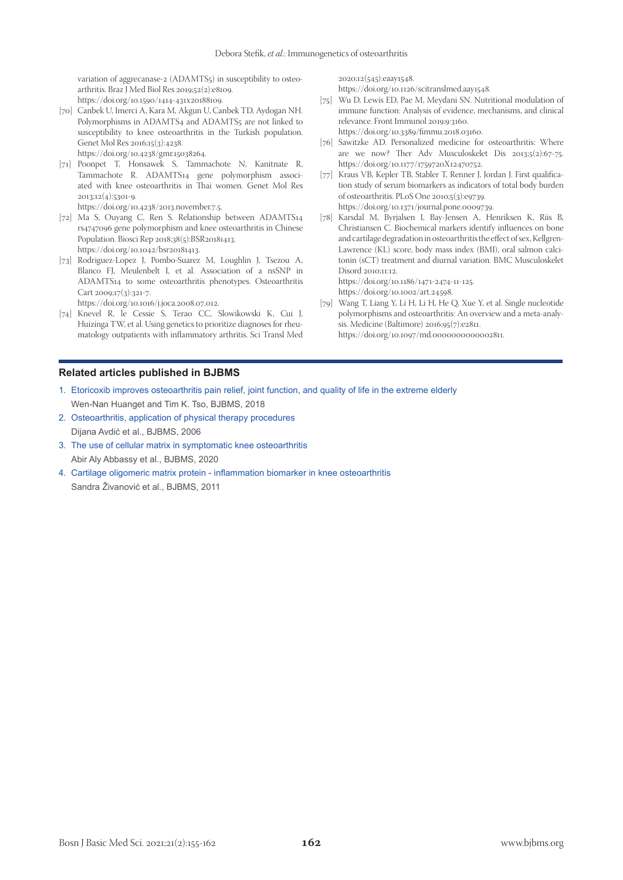variation of aggrecanase-2 (ADAMTS5) in susceptibility to osteoarthritis. Braz J Med Biol Res 2019;52(2):e8109.
https://doi.org/10.1590/1414-431x20188109.

[70] Canbek U, Imerci A, Kara M, Akgun U, Canbek TD, Aydogan NH. Polymorphisms in ADAMTS4 and ADAMTS5 are not linked to susceptibility to knee osteoarthritis in the Turkish population. Genet Mol Res 2016;15(3):4238.
https://doi.org/10.4238/gmr.15038264.

[71] Poonpet T, Honsawek S, Tammachote N, Kanitnate R, Tammachote R. ADAMTS14 gene polymorphism associated with knee osteoarthritis in Thai women. Genet Mol Res 2013;12(4):5301-9.
https://doi.org/10.4238/2013.november.7.5.

[72] Ma S, Ouyang C, Ren S. Relationship between ADAMTS14 rs4747096 gene polymorphism and knee osteoarthritis in Chinese Population. Biosci Rep 2018;38(5):BSR20181413.
https://doi.org/10.1042/bsr20181413.

[73] Rodriguez-Lopez J, Pombo-Suarez M, Loughlin J, Tsezou A, Blanco FJ, Meulenbelt I, et al. Association of a nsSNP in ADAMTS14 to some osteoarthritis phenotypes. Osteoarthritis Cart 2009;17(3):321-7.
https://doi.org/10.1016/j.joca.2008.07.012.

[74] Knevel R, le Cessie S, Terao CC, Slowikowski K, Cui J, Huizinga TW, et al. Using genetics to prioritize diagnoses for rheumatology outpatients with inflammatory arthritis. Sci Transl Med 2020;12(545):eaay1548.
https://doi.org/10.1126/scitranslmed.aay1548.

[75] Wu D, Lewis ED, Pae M, Meydani SN. Nutritional modulation of immune function: Analysis of evidence, mechanisms, and clinical relevance. Front Immunol 2019;9:3160.
https://doi.org/10.3389/fimmu.2018.03160.

[76] Sawitzke AD. Personalized medicine for osteoarthritis: Where are we now? Ther Adv Musculoskelet Dis 2013;5(2):67-75.
https://doi.org/10.1177/1759720X12470752.

[77] Kraus VB, Kepler TB, Stabler T, Renner J, Jordan J. First qualification study of serum biomarkers as indicators of total body burden of osteoarthritis. PLoS One 2010;5(3):e9739.
https://doi.org/10.1371/journal.pone.0009739.

[78] Karsdal M, Byrjalsen I, Bay-Jensen A, Henriksen K, Riis B, Christiansen C. Biochemical markers identify influences on bone and cartilage degradation in osteoarthritis the effect of sex, Kellgren-Lawrence (KL) score, body mass index (BMI), oral salmon calcitonin (sCT) treatment and diurnal variation. BMC Musculoskelet Disord 2010;11:12.
https://doi.org/10.1186/1471-2474-11-125.
https://doi.org/10.1002/art.24598.

[79] Wang T, Liang Y, Li H, Li H, He Q, Xue Y, et al. Single nucleotide polymorphisms and osteoarthritis: An overview and a meta-analysis. Medicine (Baltimore) 2016;95(7):e2811.
https://doi.org/10.1097/md.0000000000002811.

## Related articles published in BJBMS

1. Etoricoxib improves osteoarthritis pain relief, joint function, and quality of life in the extreme elderly
   Wen-Nan Huanget and Tim K. Tso, BJBMS, 2018
2. Osteoarthritis, application of physical therapy procedures
   Dijana Avdić et al., BJBMS, 2006
3. The use of cellular matrix in symptomatic knee osteoarthritis
   Abir Aly Abbassy et al., BJBMS, 2020
4. Cartilage oligomeric matrix protein - inflammation biomarker in knee osteoarthritis
   Sandra Živanović et al., BJBMS, 2011